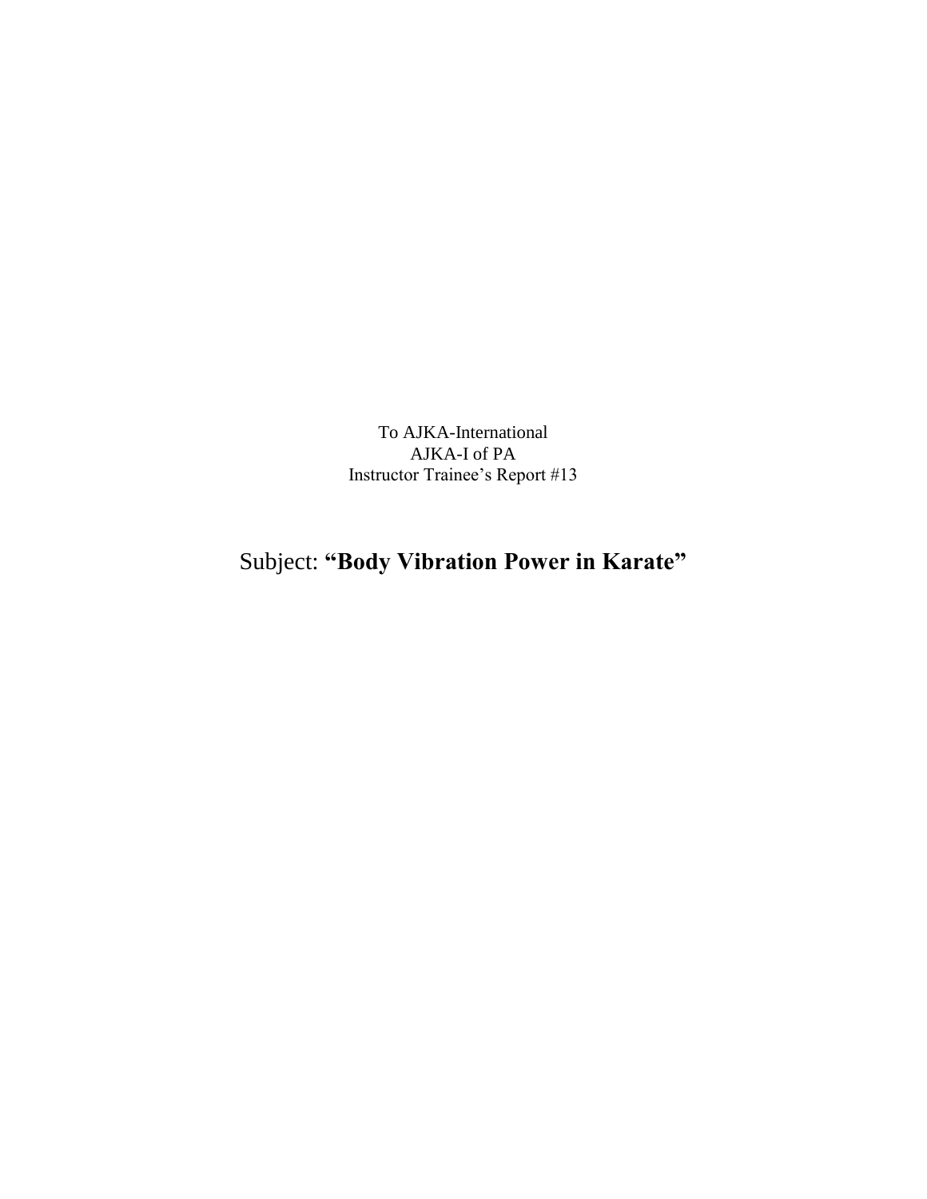To AJKA-International
AJKA-I of PA
Instructor Trainee's Report #13

# Subject: **"Body Vibration Power in Karate"**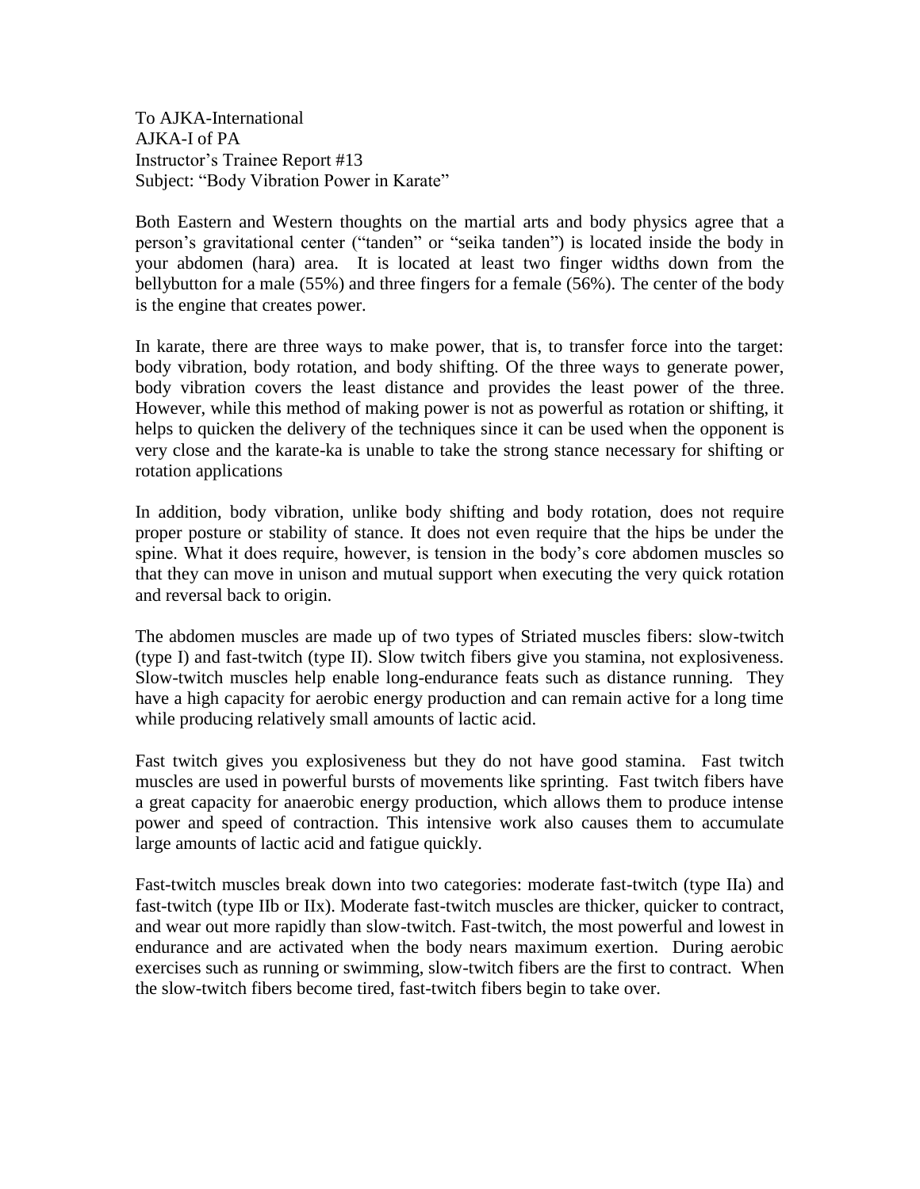To AJKA-International  
AJKA-I of PA  
Instructor's Trainee Report #13  
Subject: "Body Vibration Power in Karate"

Both Eastern and Western thoughts on the martial arts and body physics agree that a person's gravitational center ("tanden" or "seika tanden") is located inside the body in your abdomen (hara) area. It is located at least two finger widths down from the bellybutton for a male (55%) and three fingers for a female (56%). The center of the body is the engine that creates power.

In karate, there are three ways to make power, that is, to transfer force into the target: body vibration, body rotation, and body shifting. Of the three ways to generate power, body vibration covers the least distance and provides the least power of the three. However, while this method of making power is not as powerful as rotation or shifting, it helps to quicken the delivery of the techniques since it can be used when the opponent is very close and the karate-ka is unable to take the strong stance necessary for shifting or rotation applications

In addition, body vibration, unlike body shifting and body rotation, does not require proper posture or stability of stance. It does not even require that the hips be under the spine. What it does require, however, is tension in the body's core abdomen muscles so that they can move in unison and mutual support when executing the very quick rotation and reversal back to origin.

The abdomen muscles are made up of two types of Striated muscles fibers: slow-twitch (type I) and fast-twitch (type II). Slow twitch fibers give you stamina, not explosiveness. Slow-twitch muscles help enable long-endurance feats such as distance running. They have a high capacity for aerobic energy production and can remain active for a long time while producing relatively small amounts of lactic acid.

Fast twitch gives you explosiveness but they do not have good stamina. Fast twitch muscles are used in powerful bursts of movements like sprinting. Fast twitch fibers have a great capacity for anaerobic energy production, which allows them to produce intense power and speed of contraction. This intensive work also causes them to accumulate large amounts of lactic acid and fatigue quickly.

Fast-twitch muscles break down into two categories: moderate fast-twitch (type IIa) and fast-twitch (type IIb or IIx). Moderate fast-twitch muscles are thicker, quicker to contract, and wear out more rapidly than slow-twitch. Fast-twitch, the most powerful and lowest in endurance and are activated when the body nears maximum exertion. During aerobic exercises such as running or swimming, slow-twitch fibers are the first to contract. When the slow-twitch fibers become tired, fast-twitch fibers begin to take over.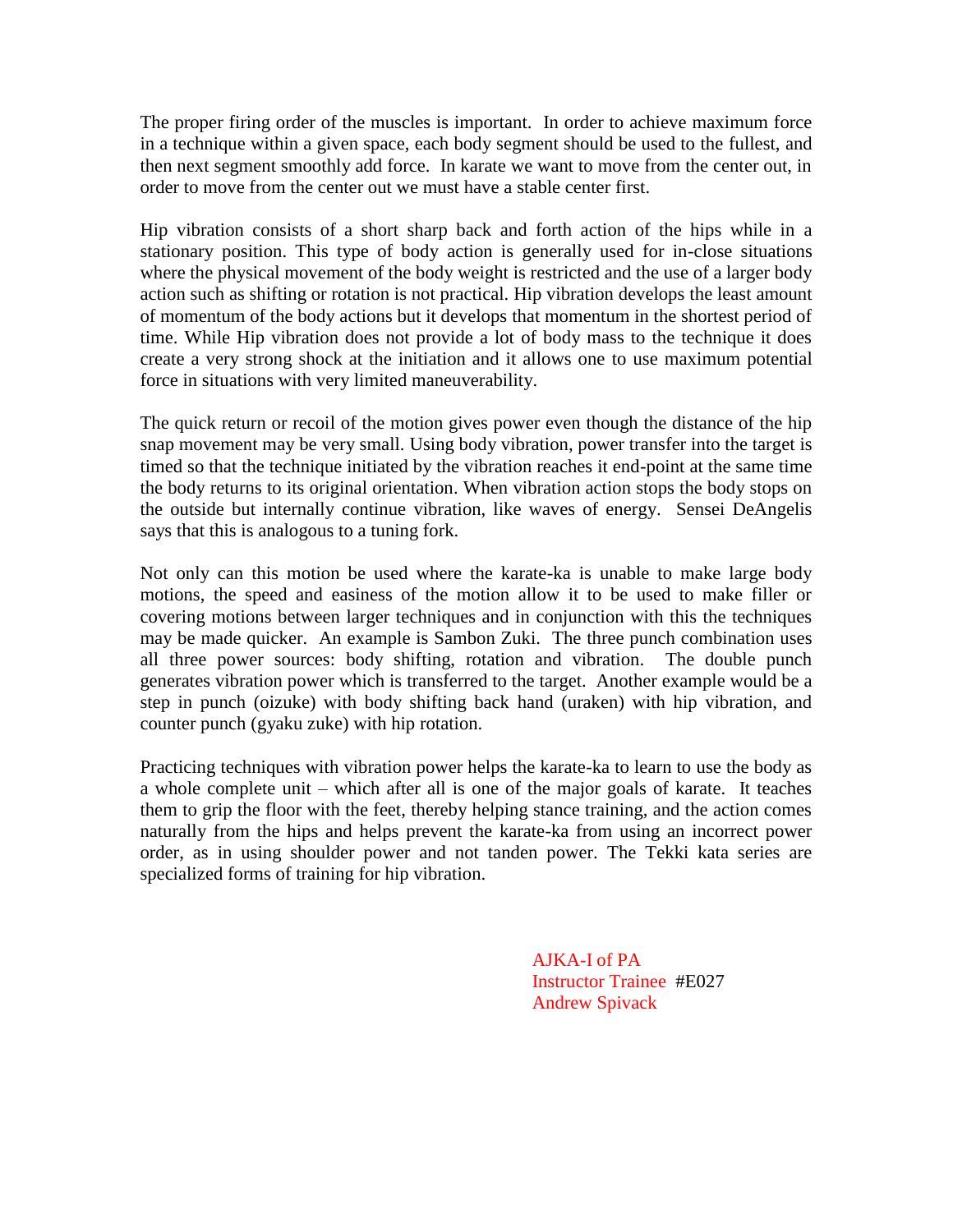The proper firing order of the muscles is important. In order to achieve maximum force in a technique within a given space, each body segment should be used to the fullest, and then next segment smoothly add force. In karate we want to move from the center out, in order to move from the center out we must have a stable center first.

Hip vibration consists of a short sharp back and forth action of the hips while in a stationary position. This type of body action is generally used for in-close situations where the physical movement of the body weight is restricted and the use of a larger body action such as shifting or rotation is not practical. Hip vibration develops the least amount of momentum of the body actions but it develops that momentum in the shortest period of time. While Hip vibration does not provide a lot of body mass to the technique it does create a very strong shock at the initiation and it allows one to use maximum potential force in situations with very limited maneuverability.

The quick return or recoil of the motion gives power even though the distance of the hip snap movement may be very small. Using body vibration, power transfer into the target is timed so that the technique initiated by the vibration reaches it end-point at the same time the body returns to its original orientation. When vibration action stops the body stops on the outside but internally continue vibration, like waves of energy. Sensei DeAngelis says that this is analogous to a tuning fork.

Not only can this motion be used where the karate-ka is unable to make large body motions, the speed and easiness of the motion allow it to be used to make filler or covering motions between larger techniques and in conjunction with this the techniques may be made quicker. An example is Sambon Zuki. The three punch combination uses all three power sources: body shifting, rotation and vibration. The double punch generates vibration power which is transferred to the target. Another example would be a step in punch (oizuke) with body shifting back hand (uraken) with hip vibration, and counter punch (gyaku zuke) with hip rotation.

Practicing techniques with vibration power helps the karate-ka to learn to use the body as a whole complete unit – which after all is one of the major goals of karate. It teaches them to grip the floor with the feet, thereby helping stance training, and the action comes naturally from the hips and helps prevent the karate-ka from using an incorrect power order, as in using shoulder power and not tanden power. The Tekki kata series are specialized forms of training for hip vibration.

AJKA-I of PA
Instructor Trainee #E027
Andrew Spivack